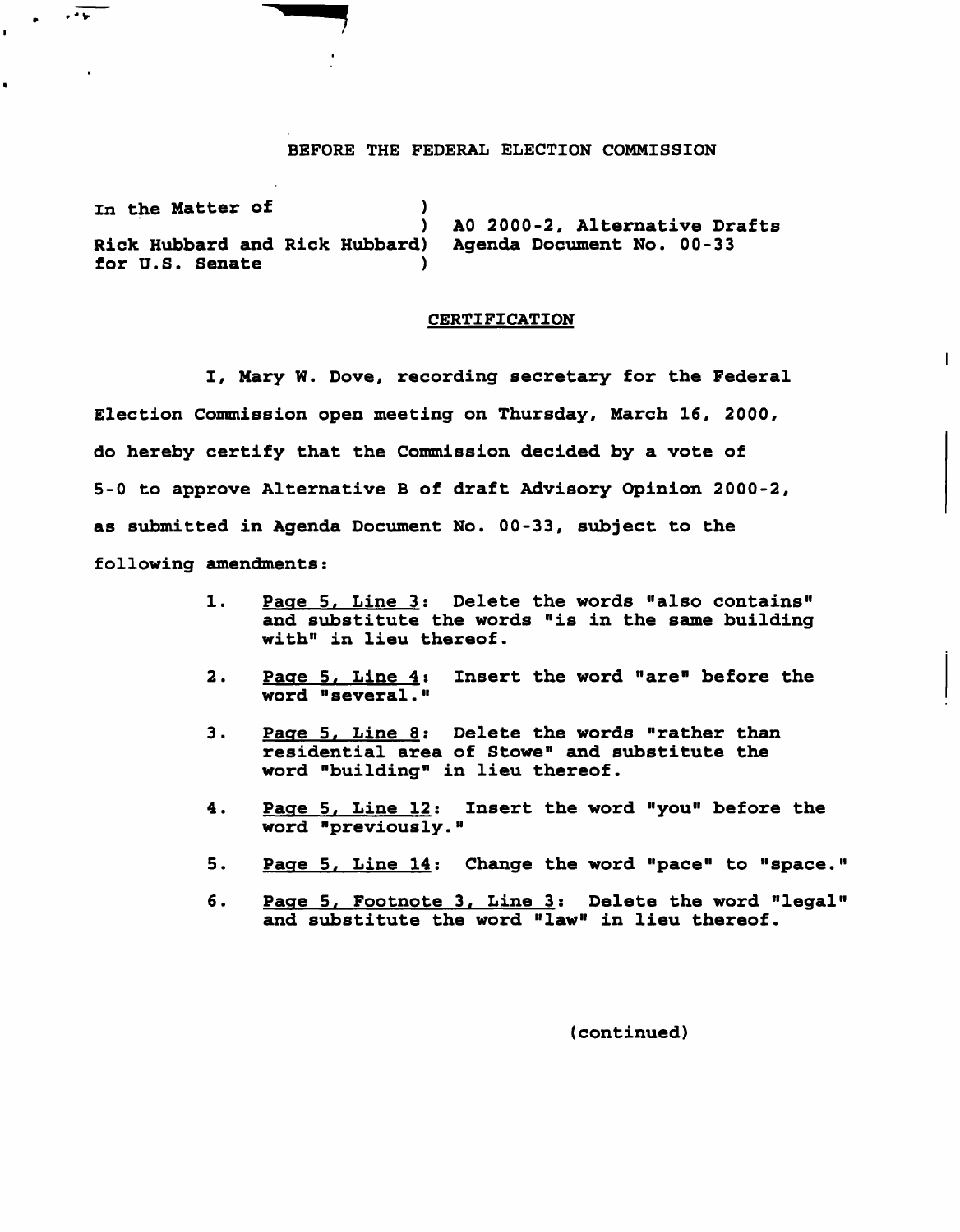BEFORE THE FEDERAL ELECTION COMMISSION

In the Matter of )
) A0 2000-2, Alternative Drafts
Rick Hubbard and Rick Hubbard) Agenda Document No. 00-33
for U.S. Senate )

CERTIFICATION

I, Mary W. Dove, recording secretary for the Federal Election Commission open meeting on Thursday, March 16, 2000, do hereby certify that the Commission decided by a vote of 5-0 to approve Alternative B of draft Advisory Opinion 2000-2, as submitted in Agenda Document No. 00-33, subject to the following amendments:

1. Page 5, Line 3: Delete the words "also contains" and substitute the words "is in the same building with" in lieu thereof.

2. Page 5, Line 4: Insert the word "are" before the word "several."

3. Page 5, Line 8: Delete the words "rather than residential area of Stowe" and substitute the word "building" in lieu thereof.

4. Page 5, Line 12: Insert the word "you" before the word "previously."

5. Page 5, Line 14: Change the word "pace" to "space."

6. Page 5, Footnote 3, Line 3: Delete the word "legal" and substitute the word "law" in lieu thereof.

(continued)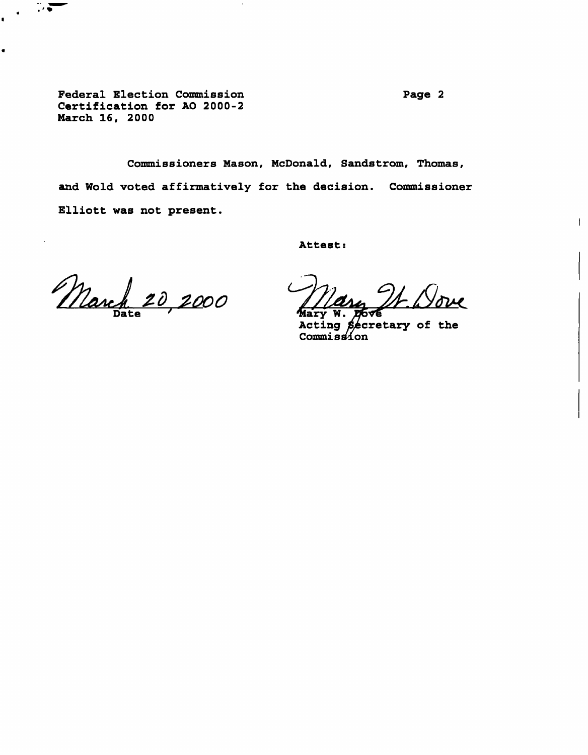Federal Election Commission
Certification for AO 2000-2
March 16, 2000

Commissioners Mason, McDonald, Sandstrom, Thomas, and Wold voted affirmatively for the decision. Commissioner Elliott was not present.

Attest:

March 20, 2000
Date

Mary W. Dove
Acting Secretary of the Commission